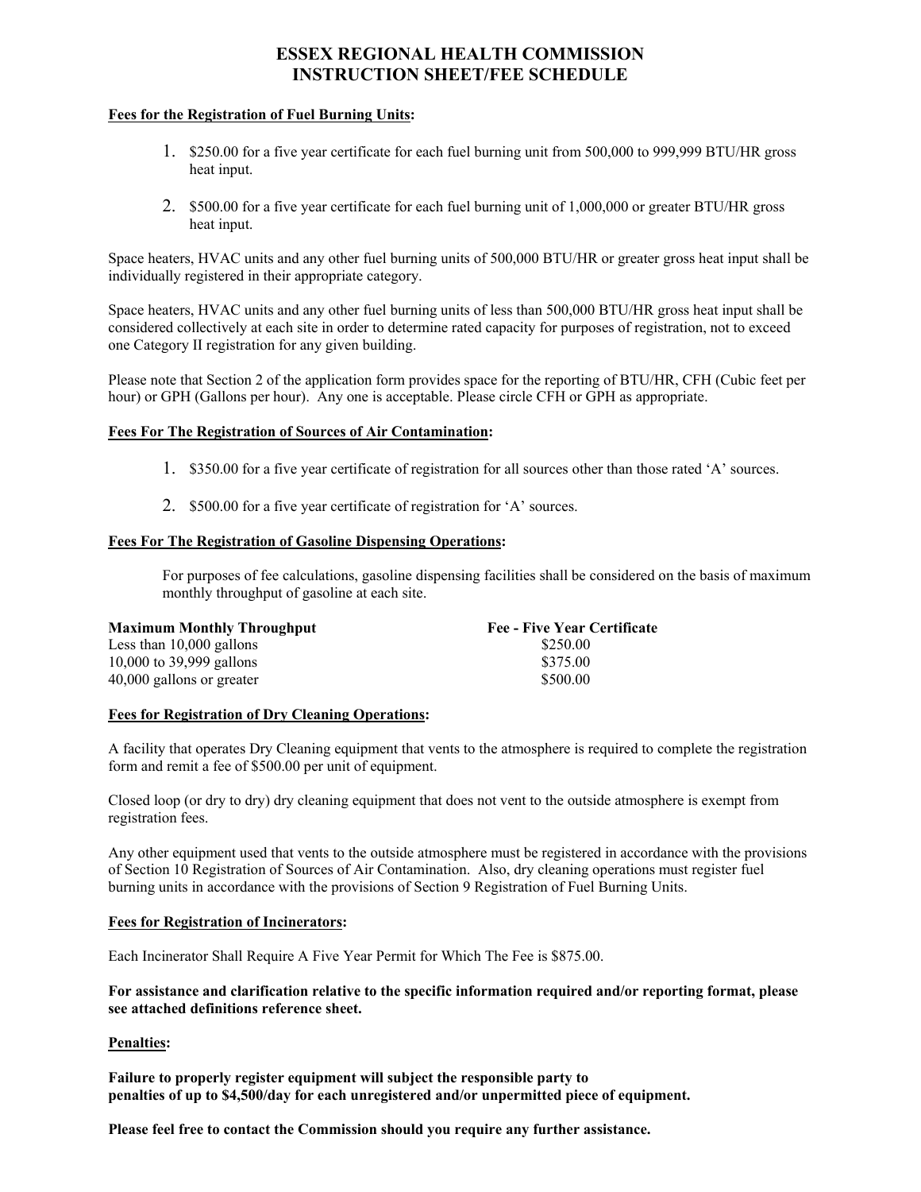# ESSEX REGIONAL HEALTH COMMISSION
# INSTRUCTION SHEET/FEE SCHEDULE

**Fees for the Registration of Fuel Burning Units:**

1. $250.00 for a five year certificate for each fuel burning unit from 500,000 to 999,999 BTU/HR gross heat input.
2. $500.00 for a five year certificate for each fuel burning unit of 1,000,000 or greater BTU/HR gross heat input.

Space heaters, HVAC units and any other fuel burning units of 500,000 BTU/HR or greater gross heat input shall be individually registered in their appropriate category.

Space heaters, HVAC units and any other fuel burning units of less than 500,000 BTU/HR gross heat input shall be considered collectively at each site in order to determine rated capacity for purposes of registration, not to exceed one Category II registration for any given building.

Please note that Section 2 of the application form provides space for the reporting of BTU/HR, CFH (Cubic feet per hour) or GPH (Gallons per hour). Any one is acceptable. Please circle CFH or GPH as appropriate.

**Fees For The Registration of Sources of Air Contamination:**

1. $350.00 for a five year certificate of registration for all sources other than those rated 'A' sources.
2. $500.00 for a five year certificate of registration for 'A' sources.

**Fees For The Registration of Gasoline Dispensing Operations:**

For purposes of fee calculations, gasoline dispensing facilities shall be considered on the basis of maximum monthly throughput of gasoline at each site.

| Maximum Monthly Throughput | Fee - Five Year Certificate |
|---|---|
| Less than 10,000 gallons | $250.00 |
| 10,000 to 39,999 gallons | $375.00 |
| 40,000 gallons or greater | $500.00 |

**Fees for Registration of Dry Cleaning Operations:**

A facility that operates Dry Cleaning equipment that vents to the atmosphere is required to complete the registration form and remit a fee of $500.00 per unit of equipment.

Closed loop (or dry to dry) dry cleaning equipment that does not vent to the outside atmosphere is exempt from registration fees.

Any other equipment used that vents to the outside atmosphere must be registered in accordance with the provisions of Section 10 Registration of Sources of Air Contamination. Also, dry cleaning operations must register fuel burning units in accordance with the provisions of Section 9 Registration of Fuel Burning Units.

**Fees for Registration of Incinerators:**

Each Incinerator Shall Require A Five Year Permit for Which The Fee is $875.00.

**For assistance and clarification relative to the specific information required and/or reporting format, please see attached definitions reference sheet.**

**Penalties:**

**Failure to properly register equipment will subject the responsible party to penalties of up to $4,500/day for each unregistered and/or unpermitted piece of equipment.**

**Please feel free to contact the Commission should you require any further assistance.**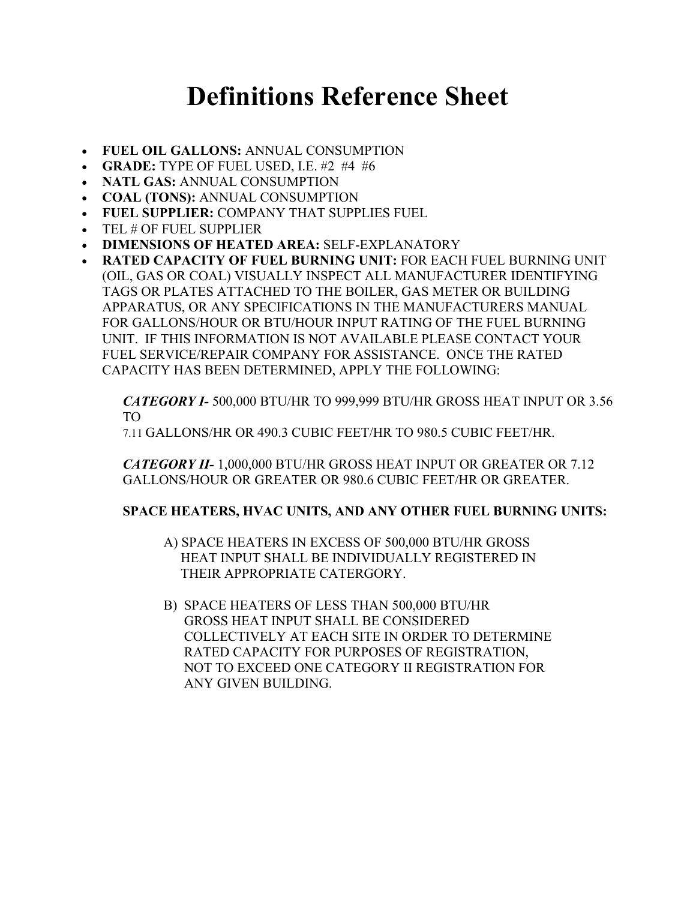# Definitions Reference Sheet

- **FUEL OIL GALLONS:** ANNUAL CONSUMPTION
- **GRADE:** TYPE OF FUEL USED, I.E. #2 #4 #6
- **NATL GAS:** ANNUAL CONSUMPTION
- **COAL (TONS):** ANNUAL CONSUMPTION
- **FUEL SUPPLIER:** COMPANY THAT SUPPLIES FUEL
- TEL # OF FUEL SUPPLIER
- **DIMENSIONS OF HEATED AREA:** SELF-EXPLANATORY
- **RATED CAPACITY OF FUEL BURNING UNIT:** FOR EACH FUEL BURNING UNIT (OIL, GAS OR COAL) VISUALLY INSPECT ALL MANUFACTURER IDENTIFYING TAGS OR PLATES ATTACHED TO THE BOILER, GAS METER OR BUILDING APPARATUS, OR ANY SPECIFICATIONS IN THE MANUFACTURERS MANUAL FOR GALLONS/HOUR OR BTU/HOUR INPUT RATING OF THE FUEL BURNING UNIT. IF THIS INFORMATION IS NOT AVAILABLE PLEASE CONTACT YOUR FUEL SERVICE/REPAIR COMPANY FOR ASSISTANCE. ONCE THE RATED CAPACITY HAS BEEN DETERMINED, APPLY THE FOLLOWING:

  ***CATEGORY I-*** 500,000 BTU/HR TO 999,999 BTU/HR GROSS HEAT INPUT OR 3.56 TO 7.11 GALLONS/HR OR 490.3 CUBIC FEET/HR TO 980.5 CUBIC FEET/HR.

  ***CATEGORY II-*** 1,000,000 BTU/HR GROSS HEAT INPUT OR GREATER OR 7.12 GALLONS/HOUR OR GREATER OR 980.6 CUBIC FEET/HR OR GREATER.

  **SPACE HEATERS, HVAC UNITS, AND ANY OTHER FUEL BURNING UNITS:**

  A) SPACE HEATERS IN EXCESS OF 500,000 BTU/HR GROSS HEAT INPUT SHALL BE INDIVIDUALLY REGISTERED IN THEIR APPROPRIATE CATERGORY.

  B) SPACE HEATERS OF LESS THAN 500,000 BTU/HR GROSS HEAT INPUT SHALL BE CONSIDERED COLLECTIVELY AT EACH SITE IN ORDER TO DETERMINE RATED CAPACITY FOR PURPOSES OF REGISTRATION, NOT TO EXCEED ONE CATEGORY II REGISTRATION FOR ANY GIVEN BUILDING.